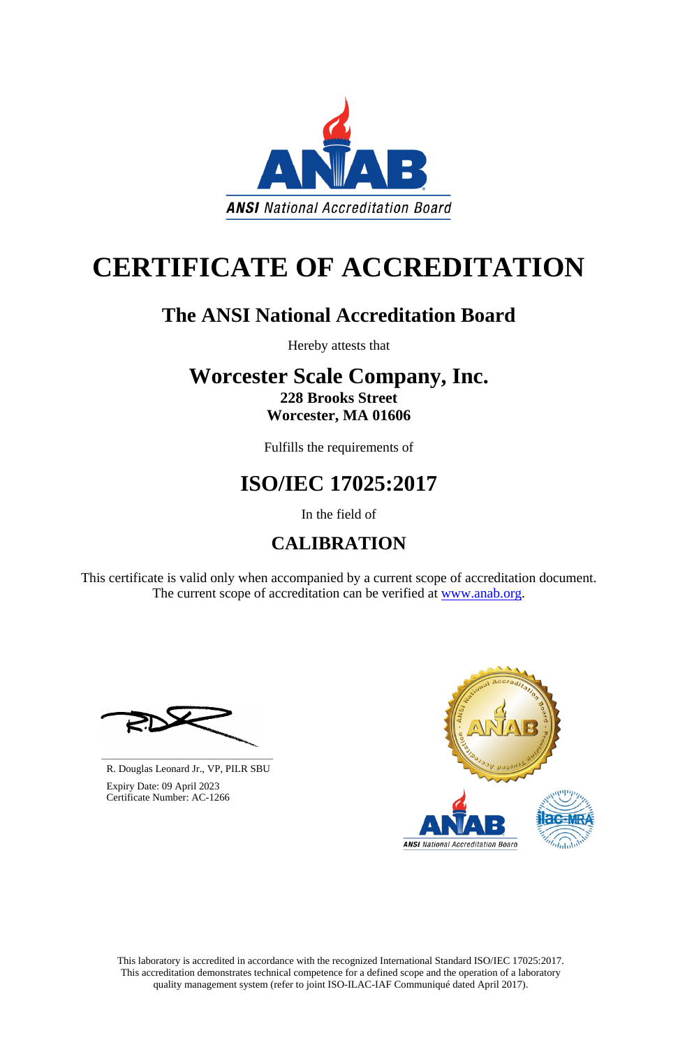# CERTIFICATE OF ACCREDITATION

## The ANSI National Accreditation Board

Hereby attests that

## Worcester Scale Company, Inc.

**228 Brooks Street**
**Worcester, MA 01606**

Fulfills the requirements of

## ISO/IEC 17025:2017

In the field of

## CALIBRATION

This certificate is valid only when accompanied by a current scope of accreditation document.
The current scope of accreditation can be verified at www.anab.org.

R. Douglas Leonard Jr., VP, PILR SBU

Expiry Date: 09 April 2023
Certificate Number: AC-1266

This laboratory is accredited in accordance with the recognized International Standard ISO/IEC 17025:2017.
This accreditation demonstrates technical competence for a defined scope and the operation of a laboratory quality management system (refer to joint ISO-ILAC-IAF Communiqué dated April 2017).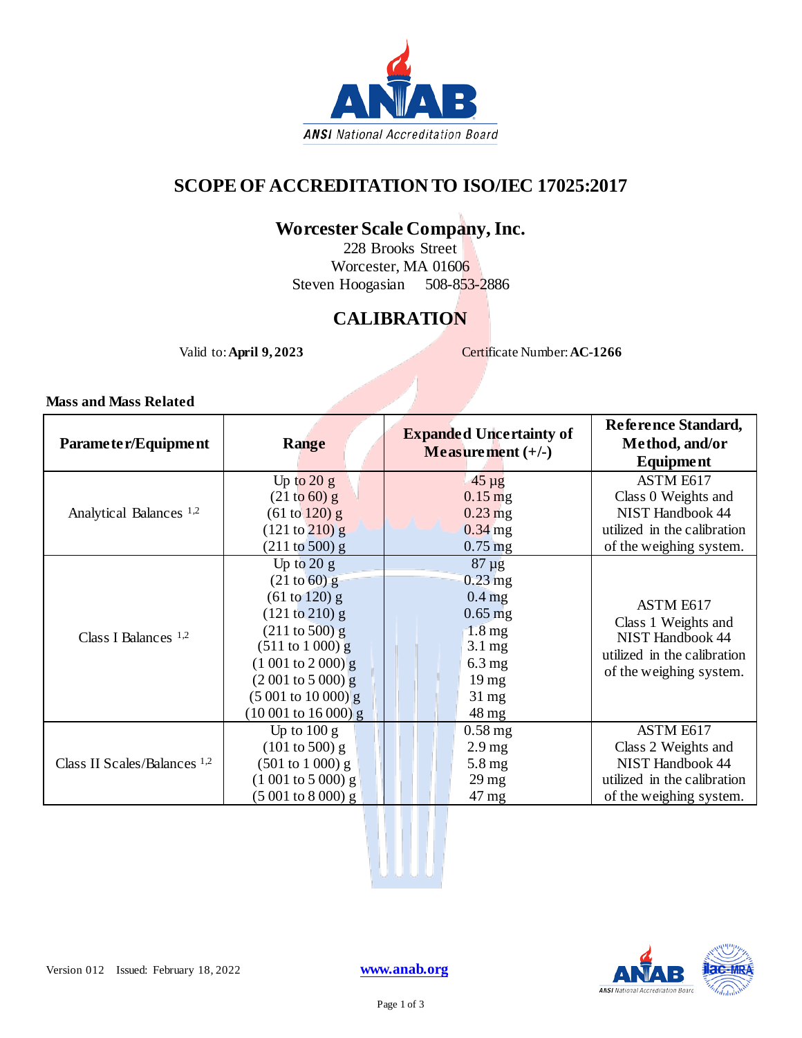# SCOPE OF ACCREDITATION TO ISO/IEC 17025:2017

## Worcester Scale Company, Inc.

228 Brooks Street
Worcester, MA 01606
Steven Hoogasian 508-853-2886

## CALIBRATION

Valid to: **April 9, 2023** Certificate Number: **AC-1266**

**Mass and Mass Related**

| Parameter/Equipment | Range | Expanded Uncertainty of Measurement (+/-) | Reference Standard, Method, and/or Equipment |
|---|---|---|---|
| Analytical Balances [1,2] | Up to 20 g<br>(21 to 60) g<br>(61 to 120) g<br>(121 to 210) g<br>(211 to 500) g | 45 µg<br>0.15 mg<br>0.23 mg<br>0.34 mg<br>0.75 mg | ASTM E617 Class 0 Weights and NIST Handbook 44 utilized in the calibration of the weighing system. |
| Class I Balances [1,2] | Up to 20 g<br>(21 to 60) g<br>(61 to 120) g<br>(121 to 210) g<br>(211 to 500) g<br>(511 to 1 000) g<br>(1 001 to 2 000) g<br>(2 001 to 5 000) g<br>(5 001 to 10 000) g<br>(10 001 to 16 000) g | 87 µg<br>0.23 mg<br>0.4 mg<br>0.65 mg<br>1.8 mg<br>3.1 mg<br>6.3 mg<br>19 mg<br>31 mg<br>48 mg | ASTM E617 Class 1 Weights and NIST Handbook 44 utilized in the calibration of the weighing system. |
| Class II Scales/Balances [1,2] | Up to 100 g<br>(101 to 500) g<br>(501 to 1 000) g<br>(1 001 to 5 000) g<br>(5 001 to 8 000) g | 0.58 mg<br>2.9 mg<br>5.8 mg<br>29 mg<br>47 mg | ASTM E617 Class 2 Weights and NIST Handbook 44 utilized in the calibration of the weighing system. |

Version 012 Issued: February 18, 2022 www.anab.org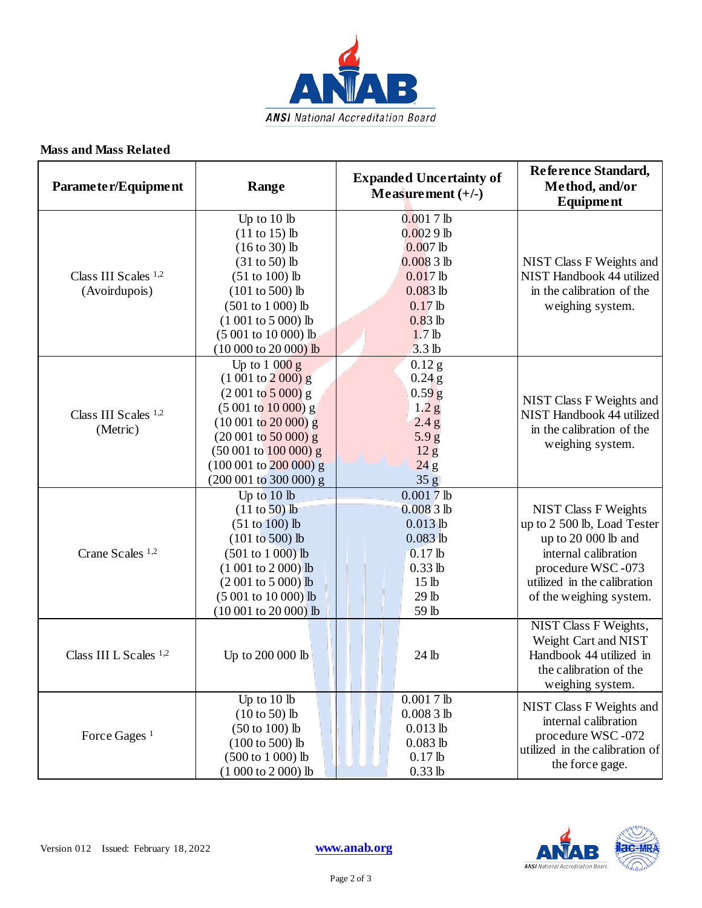## Mass and Mass Related

| Parameter/Equipment | Range | Expanded Uncertainty of Measurement (+/-) | Reference Standard, Method, and/or Equipment |
|---|---|---|---|
| Class III Scales [1,2] (Avoirdupois) | Up to 10 lb | 0.001 7 lb | NIST Class F Weights and NIST Handbook 44 utilized in the calibration of the weighing system. |
| | (11 to 15) lb | 0.002 9 lb | |
| | (16 to 30) lb | 0.007 lb | |
| | (31 to 50) lb | 0.008 3 lb | |
| | (51 to 100) lb | 0.017 lb | |
| | (101 to 500) lb | 0.083 lb | |
| | (501 to 1 000) lb | 0.17 lb | |
| | (1 001 to 5 000) lb | 0.83 lb | |
| | (5 001 to 10 000) lb | 1.7 lb | |
| | (10 000 to 20 000) lb | 3.3 lb | |
| Class III Scales [1,2] (Metric) | Up to 1 000 g | 0.12 g | NIST Class F Weights and NIST Handbook 44 utilized in the calibration of the weighing system. |
| | (1 001 to 2 000) g | 0.24 g | |
| | (2 001 to 5 000) g | 0.59 g | |
| | (5 001 to 10 000) g | 1.2 g | |
| | (10 001 to 20 000) g | 2.4 g | |
| | (20 001 to 50 000) g | 5.9 g | |
| | (50 001 to 100 000) g | 12 g | |
| | (100 001 to 200 000) g | 24 g | |
| | (200 001 to 300 000) g | 35 g | |
| Crane Scales [1,2] | Up to 10 lb | 0.001 7 lb | NIST Class F Weights up to 2 500 lb, Load Tester up to 20 000 lb and internal calibration procedure WSC-073 utilized in the calibration of the weighing system. |
| | (11 to 50) lb | 0.008 3 lb | |
| | (51 to 100) lb | 0.013 lb | |
| | (101 to 500) lb | 0.083 lb | |
| | (501 to 1 000) lb | 0.17 lb | |
| | (1 001 to 2 000) lb | 0.33 lb | |
| | (2 001 to 5 000) lb | 15 lb | |
| | (5 001 to 10 000) lb | 29 lb | |
| | (10 001 to 20 000) lb | 59 lb | |
| Class III L Scales [1,2] | Up to 200 000 lb | 24 lb | NIST Class F Weights, Weight Cart and NIST Handbook 44 utilized in the calibration of the weighing system. |
| Force Gages [1] | Up to 10 lb | 0.001 7 lb | NIST Class F Weights and internal calibration procedure WSC-072 utilized in the calibration of the force gage. |
| | (10 to 50) lb | 0.008 3 lb | |
| | (50 to 100) lb | 0.013 lb | |
| | (100 to 500) lb | 0.083 lb | |
| | (500 to 1 000) lb | 0.17 lb | |
| | (1 000 to 2 000) lb | 0.33 lb | |

Version 012 Issued: February 18, 2022 www.anab.org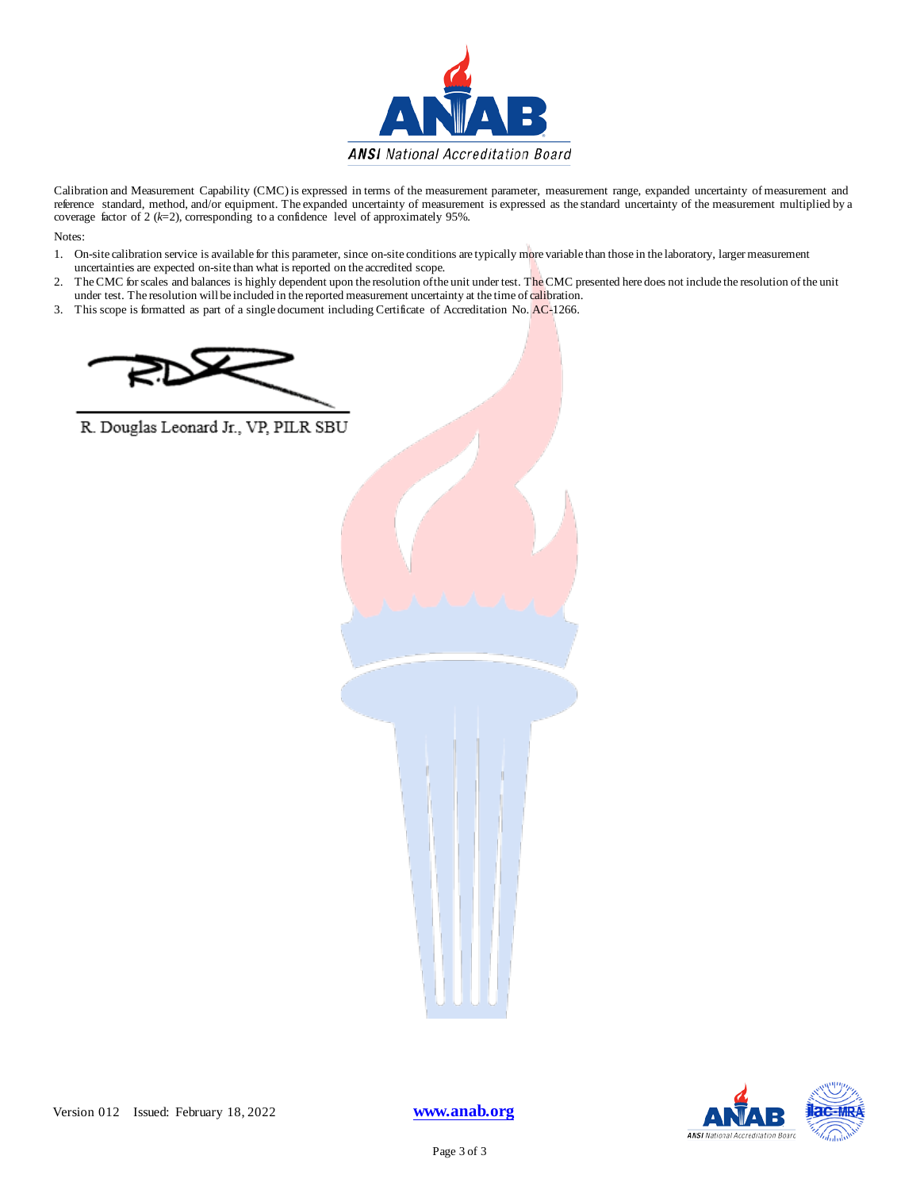Calibration and Measurement Capability (CMC) is expressed in terms of the measurement parameter, measurement range, expanded uncertainty of measurement and reference standard, method, and/or equipment. The expanded uncertainty of measurement is expressed as the standard uncertainty of the measurement multiplied by a coverage factor of 2 ($k$=2), corresponding to a confidence level of approximately 95%.

Notes:

1. On-site calibration service is available for this parameter, since on-site conditions are typically more variable than those in the laboratory, larger measurement uncertainties are expected on-site than what is reported on the accredited scope.
2. The CMC for scales and balances is highly dependent upon the resolution of the unit under test. The CMC presented here does not include the resolution of the unit under test. The resolution will be included in the reported measurement uncertainty at the time of calibration.
3. This scope is formatted as part of a single document including Certificate of Accreditation No. AC-1266.

R. Douglas Leonard Jr., VP, PILR SBU

Version 012 Issued: February 18, 2022

www.anab.org